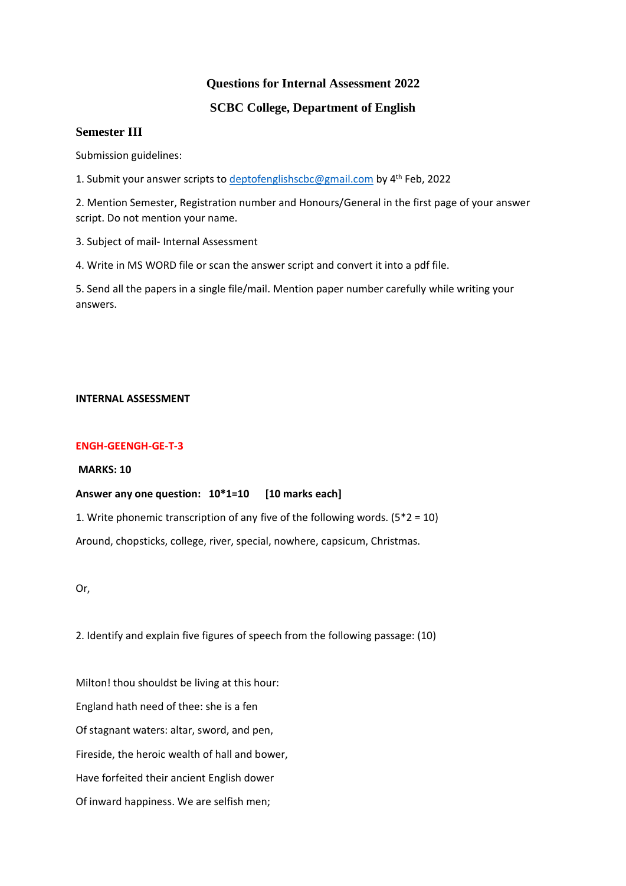# Questions for Internal Assessment 2022

## SCBC College, Department of English

### Semester III

Submission guidelines:

1. Submit your answer scripts to deptofenglishscbc@gmail.com by 4th Feb, 2022

2. Mention Semester, Registration number and Honours/General in the first page of your answer script. Do not mention your name.

3. Subject of mail- Internal Assessment

4. Write in MS WORD file or scan the answer script and convert it into a pdf file.

5. Send all the papers in a single file/mail. Mention paper number carefully while writing your answers.

**INTERNAL ASSESSMENT**

**ENGH-GEENGH-GE-T-3**

**MARKS: 10**

**Answer any one question: 10*1=10 [10 marks each]**

1. Write phonemic transcription of any five of the following words. (5*2 = 10)

Around, chopsticks, college, river, special, nowhere, capsicum, Christmas.

Or,

2. Identify and explain five figures of speech from the following passage: (10)

Milton! thou shouldst be living at this hour:

England hath need of thee: she is a fen

Of stagnant waters: altar, sword, and pen,

Fireside, the heroic wealth of hall and bower,

Have forfeited their ancient English dower

Of inward happiness. We are selfish men;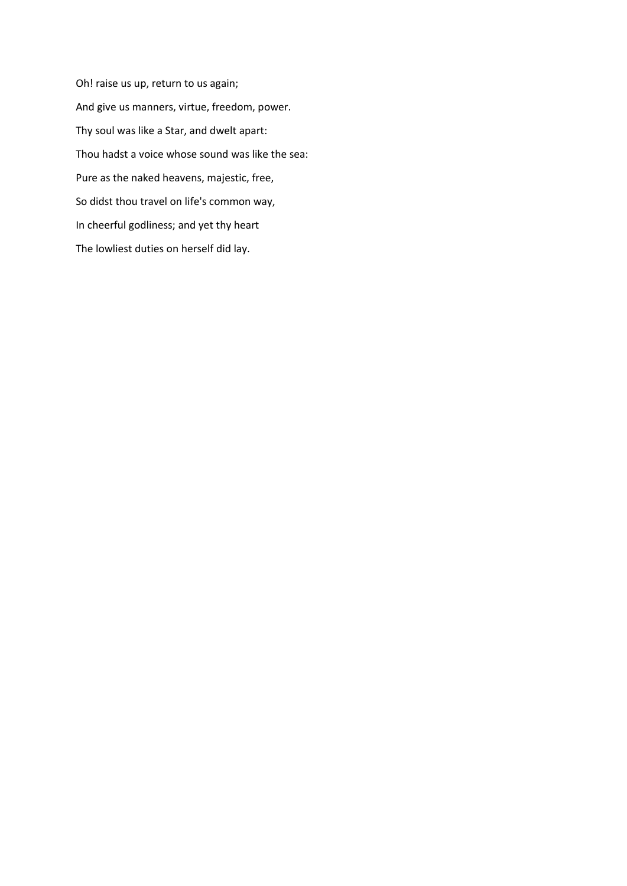Oh! raise us up, return to us again;

And give us manners, virtue, freedom, power.

Thy soul was like a Star, and dwelt apart:

Thou hadst a voice whose sound was like the sea:

Pure as the naked heavens, majestic, free,

So didst thou travel on life's common way,

In cheerful godliness; and yet thy heart

The lowliest duties on herself did lay.